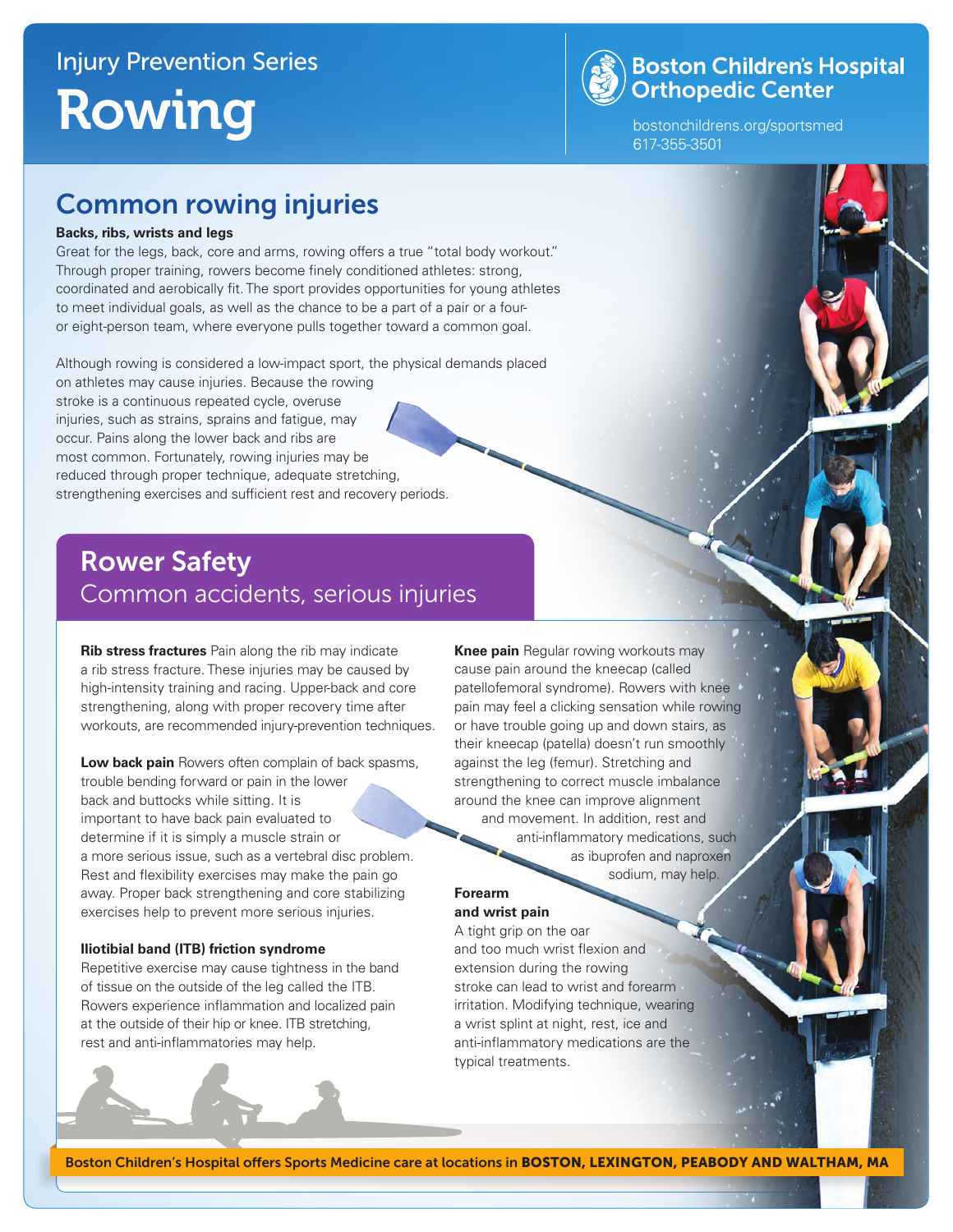Injury Prevention Series

# Rowing

**Boston Children's Hospital Orthopedic Center**

bostonchildrens.org/sportsmed
617-355-3501

## Common rowing injuries

**Backs, ribs, wrists and legs**

Great for the legs, back, core and arms, rowing offers a true "total body workout." Through proper training, rowers become finely conditioned athletes: strong, coordinated and aerobically fit. The sport provides opportunities for young athletes to meet individual goals, as well as the chance to be a part of a pair or a four- or eight-person team, where everyone pulls together toward a common goal.

Although rowing is considered a low-impact sport, the physical demands placed on athletes may cause injuries. Because the rowing stroke is a continuous repeated cycle, overuse injuries, such as strains, sprains and fatigue, may occur. Pains along the lower back and ribs are most common. Fortunately, rowing injuries may be reduced through proper technique, adequate stretching, strengthening exercises and sufficient rest and recovery periods.

## Rower Safety

### Common accidents, serious injuries

**Rib stress fractures** Pain along the rib may indicate a rib stress fracture. These injuries may be caused by high-intensity training and racing. Upper-back and core strengthening, along with proper recovery time after workouts, are recommended injury-prevention techniques.

**Low back pain** Rowers often complain of back spasms, trouble bending forward or pain in the lower back and buttocks while sitting. It is important to have back pain evaluated to determine if it is simply a muscle strain or a more serious issue, such as a vertebral disc problem. Rest and flexibility exercises may make the pain go away. Proper back strengthening and core stabilizing exercises help to prevent more serious injuries.

**Iliotibial band (ITB) friction syndrome**
Repetitive exercise may cause tightness in the band of tissue on the outside of the leg called the ITB. Rowers experience inflammation and localized pain at the outside of their hip or knee. ITB stretching, rest and anti-inflammatories may help.

**Knee pain** Regular rowing workouts may cause pain around the kneecap (called patellofemoral syndrome). Rowers with knee pain may feel a clicking sensation while rowing or have trouble going up and down stairs, as their kneecap (patella) doesn't run smoothly against the leg (femur). Stretching and strengthening to correct muscle imbalance around the knee can improve alignment and movement. In addition, rest and anti-inflammatory medications, such as ibuprofen and naproxen sodium, may help.

**Forearm and wrist pain**
A tight grip on the oar and too much wrist flexion and extension during the rowing stroke can lead to wrist and forearm irritation. Modifying technique, wearing a wrist splint at night, rest, ice and anti-inflammatory medications are the typical treatments.

Boston Children's Hospital offers Sports Medicine care at locations in **BOSTON, LEXINGTON, PEABODY AND WALTHAM, MA**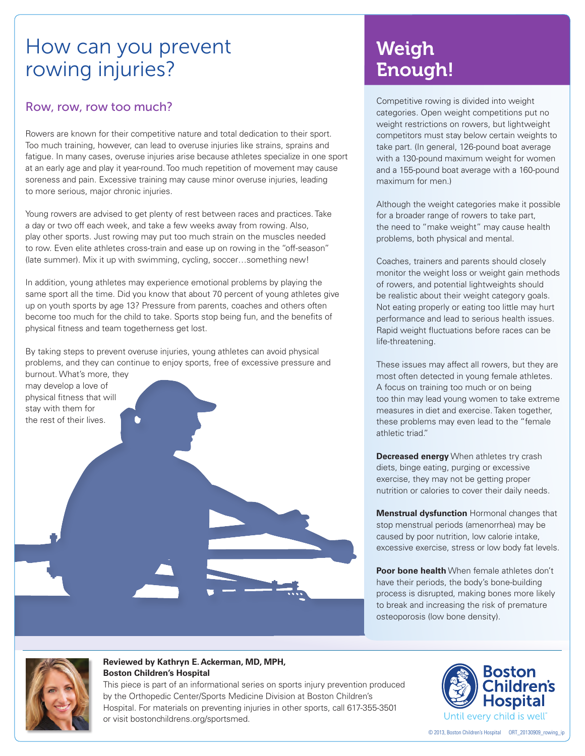# How can you prevent rowing injuries?

## Row, row, row too much?

Rowers are known for their competitive nature and total dedication to their sport. Too much training, however, can lead to overuse injuries like strains, sprains and fatigue. In many cases, overuse injuries arise because athletes specialize in one sport at an early age and play it year-round. Too much repetition of movement may cause soreness and pain. Excessive training may cause minor overuse injuries, leading to more serious, major chronic injuries.

Young rowers are advised to get plenty of rest between races and practices. Take a day or two off each week, and take a few weeks away from rowing. Also, play other sports. Just rowing may put too much strain on the muscles needed to row. Even elite athletes cross-train and ease up on rowing in the "off-season" (late summer). Mix it up with swimming, cycling, soccer…something new!

In addition, young athletes may experience emotional problems by playing the same sport all the time. Did you know that about 70 percent of young athletes give up on youth sports by age 13? Pressure from parents, coaches and others often become too much for the child to take. Sports stop being fun, and the benefits of physical fitness and team togetherness get lost.

By taking steps to prevent overuse injuries, young athletes can avoid physical problems, and they can continue to enjoy sports, free of excessive pressure and burnout. What's more, they may develop a love of physical fitness that will stay with them for the rest of their lives.

# Weigh Enough!

Competitive rowing is divided into weight categories. Open weight competitions put no weight restrictions on rowers, but lightweight competitors must stay below certain weights to take part. (In general, 126-pound boat average with a 130-pound maximum weight for women and a 155-pound boat average with a 160-pound maximum for men.)

Although the weight categories make it possible for a broader range of rowers to take part, the need to "make weight" may cause health problems, both physical and mental.

Coaches, trainers and parents should closely monitor the weight loss or weight gain methods of rowers, and potential lightweights should be realistic about their weight category goals. Not eating properly or eating too little may hurt performance and lead to serious health issues. Rapid weight fluctuations before races can be life-threatening.

These issues may affect all rowers, but they are most often detected in young female athletes. A focus on training too much or on being too thin may lead young women to take extreme measures in diet and exercise. Taken together, these problems may even lead to the "female athletic triad."

**Decreased energy** When athletes try crash diets, binge eating, purging or excessive exercise, they may not be getting proper nutrition or calories to cover their daily needs.

**Menstrual dysfunction** Hormonal changes that stop menstrual periods (amenorrhea) may be caused by poor nutrition, low calorie intake, excessive exercise, stress or low body fat levels.

**Poor bone health** When female athletes don't have their periods, the body's bone-building process is disrupted, making bones more likely to break and increasing the risk of premature osteoporosis (low bone density).

**Reviewed by Kathryn E. Ackerman, MD, MPH, Boston Children's Hospital**

This piece is part of an informational series on sports injury prevention produced by the Orthopedic Center/Sports Medicine Division at Boston Children's Hospital. For materials on preventing injuries in other sports, call 617-355-3501 or visit bostonchildrens.org/sportsmed.

Boston Children's Hospital
Until every child is well

© 2013, Boston Children's Hospital ORT_20130909_rowing_ip